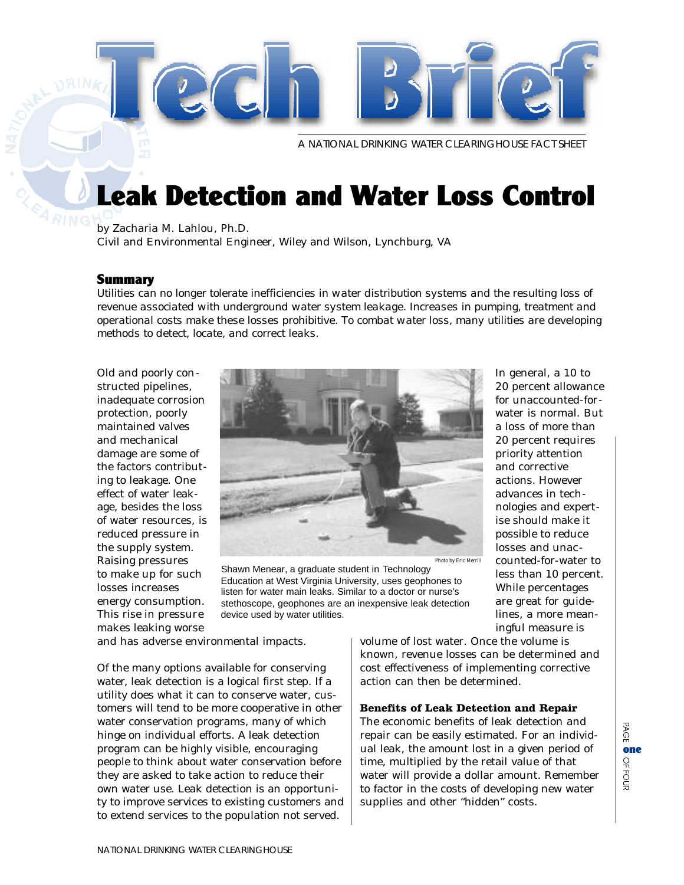# Tech Brief

A NATIONAL DRINKING WATER CLEARINGHOUSE FACT SHEET

# Leak Detection and Water Loss Control

by Zacharia M. Lahlou, Ph.D.
Civil and Environmental Engineer, Wiley and Wilson, Lynchburg, VA

## Summary

*Utilities can no longer tolerate inefficiencies in water distribution systems and the resulting loss of revenue associated with underground water system leakage. Increases in pumping, treatment and operational costs make these losses prohibitive. To combat water loss, many utilities are developing methods to detect, locate, and correct leaks.*

Old and poorly constructed pipelines, inadequate corrosion protection, poorly maintained valves and mechanical damage are some of the factors contributing to leakage. One effect of water leakage, besides the loss of water resources, is reduced pressure in the supply system. Raising pressures to make up for such losses increases energy consumption. This rise in pressure makes leaking worse and has adverse environmental impacts.

Photo by Eric Merrill

Shawn Menear, a graduate student in Technology Education at West Virginia University, uses geophones to listen for water main leaks. Similar to a doctor or nurse's stethoscope, geophones are an inexpensive leak detection device used by water utilities.

Of the many options available for conserving water, leak detection is a logical first step. If a utility does what it can to conserve water, customers will tend to be more cooperative in other water conservation programs, many of which hinge on individual efforts. A leak detection program can be highly visible, encouraging people to think about water conservation before they are asked to take action to reduce their own water use. Leak detection is an opportunity to improve services to existing customers and to extend services to the population not served.

In general, a 10 to 20 percent allowance for unaccounted-for-water is normal. But a loss of more than 20 percent requires priority attention and corrective actions. However advances in technologies and expertise should make it possible to reduce losses and unaccounted-for-water to less than 10 percent. While percentages are great for guidelines, a more meaningful measure is volume of lost water. Once the volume is known, revenue losses can be determined and cost effectiveness of implementing corrective action can then be determined.

### Benefits of Leak Detection and Repair

The economic benefits of leak detection and repair can be easily estimated. For an individual leak, the amount lost in a given period of time, multiplied by the retail value of that water will provide a dollar amount. Remember to factor in the costs of developing new water supplies and other "hidden" costs.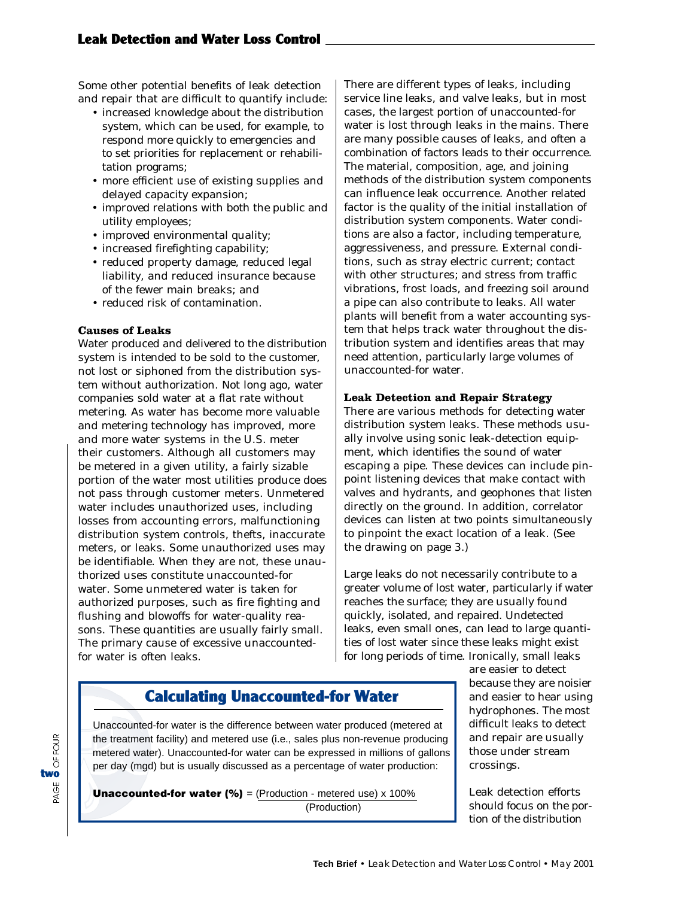Some other potential benefits of leak detection and repair that are difficult to quantify include:

- increased knowledge about the distribution system, which can be used, for example, to respond more quickly to emergencies and to set priorities for replacement or rehabilitation programs;
- more efficient use of existing supplies and delayed capacity expansion;
- improved relations with both the public and utility employees;
- improved environmental quality;
- increased firefighting capability;
- reduced property damage, reduced legal liability, and reduced insurance because of the fewer main breaks; and
- reduced risk of contamination.

### Causes of Leaks

Water produced and delivered to the distribution system is intended to be sold to the customer, not lost or siphoned from the distribution system without authorization. Not long ago, water companies sold water at a flat rate without metering. As water has become more valuable and metering technology has improved, more and more water systems in the U.S. meter their customers. Although all customers may be metered in a given utility, a fairly sizable portion of the water most utilities produce does not pass through customer meters. Unmetered water includes unauthorized uses, including losses from accounting errors, malfunctioning distribution system controls, thefts, inaccurate meters, or leaks. Some unauthorized uses may be identifiable. When they are not, these unauthorized uses constitute unaccounted-for water. Some unmetered water is taken for authorized purposes, such as fire fighting and flushing and blowoffs for water-quality reasons. These quantities are usually fairly small. The primary cause of excessive unaccounted-for water is often leaks.

There are different types of leaks, including service line leaks, and valve leaks, but in most cases, the largest portion of unaccounted-for water is lost through leaks in the mains. There are many possible causes of leaks, and often a combination of factors leads to their occurrence. The material, composition, age, and joining methods of the distribution system components can influence leak occurrence. Another related factor is the quality of the initial installation of distribution system components. Water conditions are also a factor, including temperature, aggressiveness, and pressure. External conditions, such as stray electric current; contact with other structures; and stress from traffic vibrations, frost loads, and freezing soil around a pipe can also contribute to leaks. All water plants will benefit from a water accounting system that helps track water throughout the distribution system and identifies areas that may need attention, particularly large volumes of unaccounted-for water.

### Leak Detection and Repair Strategy

There are various methods for detecting water distribution system leaks. These methods usually involve using sonic leak-detection equipment, which identifies the sound of water escaping a pipe. These devices can include pinpoint listening devices that make contact with valves and hydrants, and geophones that listen directly on the ground. In addition, correlator devices can listen at two points simultaneously to pinpoint the exact location of a leak. (See the drawing on page 3.)

Large leaks do not necessarily contribute to a greater volume of lost water, particularly if water reaches the surface; they are usually found quickly, isolated, and repaired. Undetected leaks, even small ones, can lead to large quantities of lost water since these leaks might exist for long periods of time. Ironically, small leaks are easier to detect because they are noisier and easier to hear using hydrophones. The most difficult leaks to detect and repair are usually those under stream crossings.

Leak detection efforts should focus on the portion of the distribution

## Calculating Unaccounted-for Water

Unaccounted-for water is the difference between water produced (metered at the treatment facility) and metered use (i.e., sales plus non-revenue producing metered water). Unaccounted-for water can be expressed in millions of gallons per day (mgd) but is usually discussed as a percentage of water production:

$$\textbf{Unaccounted-for water (\%)} = \frac{(\text{Production - metered use}) \times 100\%}{(\text{Production})}$$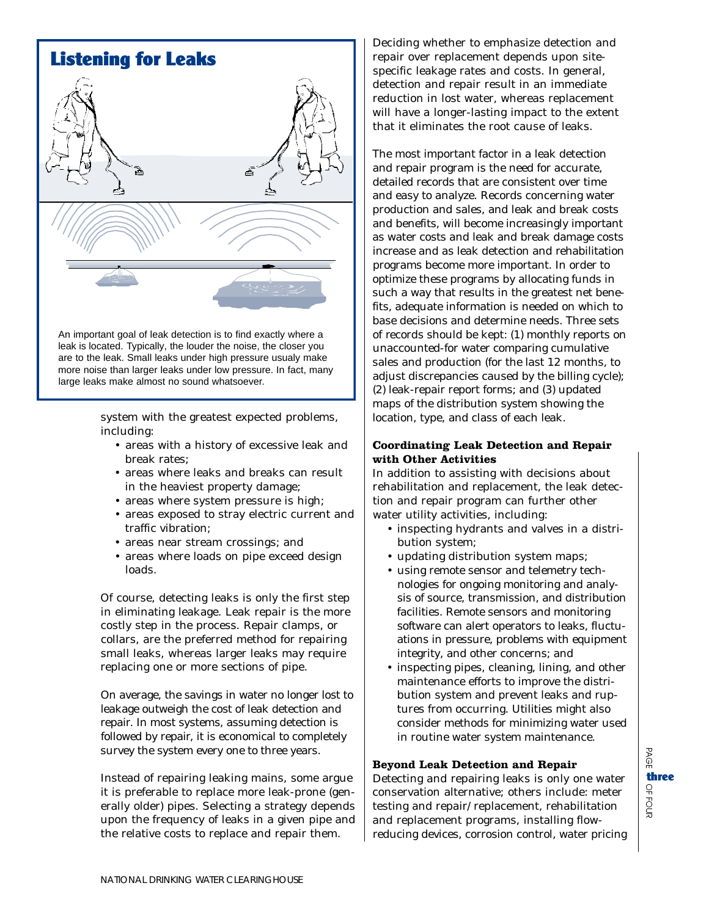## Listening for Leaks

An important goal of leak detection is to find exactly where a leak is located. Typically, the louder the noise, the closer you are to the leak. Small leaks under high pressure usualy make more noise than larger leaks under low pressure. In fact, many large leaks make almost no sound whatsoever.

system with the greatest expected problems, including:

- areas with a history of excessive leak and break rates;
- areas where leaks and breaks can result in the heaviest property damage;
- areas where system pressure is high;
- areas exposed to stray electric current and traffic vibration;
- areas near stream crossings; and
- areas where loads on pipe exceed design loads.

Of course, detecting leaks is only the first step in eliminating leakage. Leak repair is the more costly step in the process. Repair clamps, or collars, are the preferred method for repairing small leaks, whereas larger leaks may require replacing one or more sections of pipe.

On average, the savings in water no longer lost to leakage outweigh the cost of leak detection and repair. In most systems, assuming detection is followed by repair, it is economical to completely survey the system every one to three years.

Instead of repairing leaking mains, some argue it is preferable to replace more leak-prone (generally older) pipes. Selecting a strategy depends upon the frequency of leaks in a given pipe and the relative costs to replace and repair them.

Deciding whether to emphasize detection and repair over replacement depends upon site-specific leakage rates and costs. In general, detection and repair result in an immediate reduction in lost water, whereas replacement will have a longer-lasting impact to the extent that it eliminates the root cause of leaks.

The most important factor in a leak detection and repair program is the need for accurate, detailed records that are consistent over time and easy to analyze. Records concerning water production and sales, and leak and break costs and benefits, will become increasingly important as water costs and leak and break damage costs increase and as leak detection and rehabilitation programs become more important. In order to optimize these programs by allocating funds in such a way that results in the greatest net benefits, adequate information is needed on which to base decisions and determine needs. Three sets of records should be kept: (1) monthly reports on unaccounted-for water comparing cumulative sales and production (for the last 12 months, to adjust discrepancies caused by the billing cycle); (2) leak-repair report forms; and (3) updated maps of the distribution system showing the location, type, and class of each leak.

### Coordinating Leak Detection and Repair with Other Activities

In addition to assisting with decisions about rehabilitation and replacement, the leak detection and repair program can further other water utility activities, including:

- inspecting hydrants and valves in a distribution system;
- updating distribution system maps;
- using remote sensor and telemetry technologies for ongoing monitoring and analysis of source, transmission, and distribution facilities. Remote sensors and monitoring software can alert operators to leaks, fluctuations in pressure, problems with equipment integrity, and other concerns; and
- inspecting pipes, cleaning, lining, and other maintenance efforts to improve the distribution system and prevent leaks and ruptures from occurring. Utilities might also consider methods for minimizing water used in routine water system maintenance.

### Beyond Leak Detection and Repair

Detecting and repairing leaks is only one water conservation alternative; others include: meter testing and repair/replacement, rehabilitation and replacement programs, installing flow-reducing devices, corrosion control, water pricing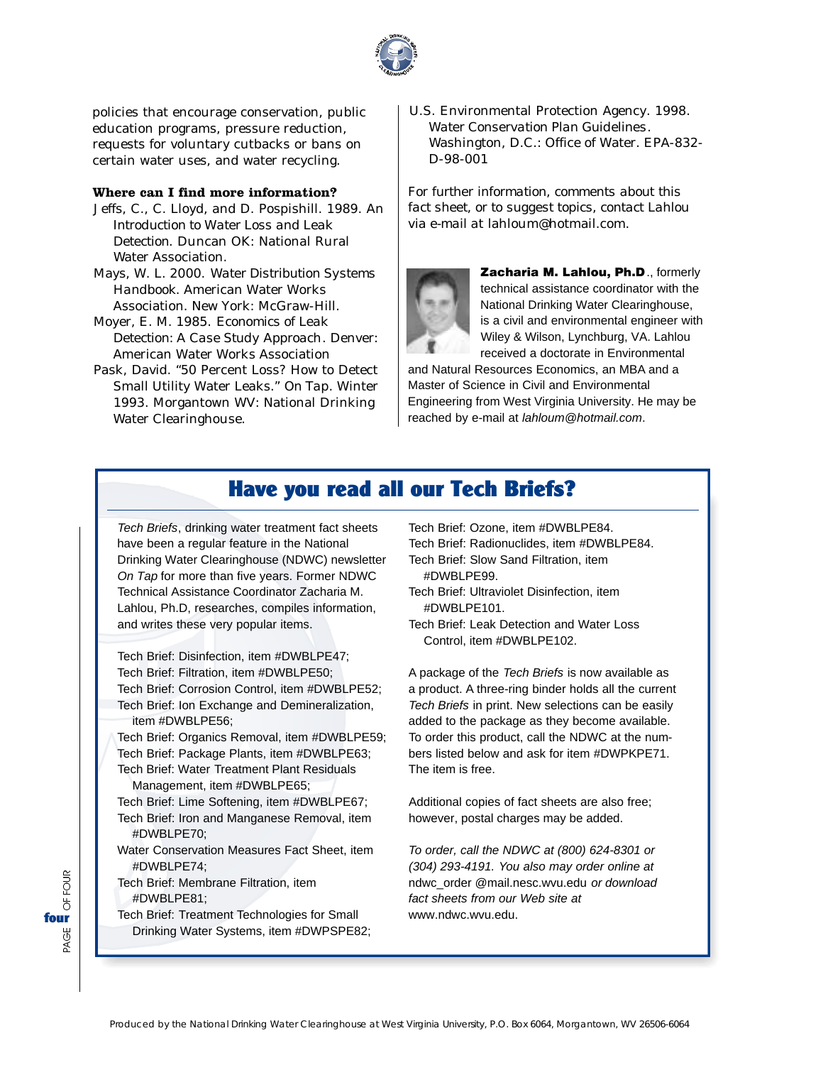policies that encourage conservation, public education programs, pressure reduction, requests for voluntary cutbacks or bans on certain water uses, and water recycling.

**Where can I find more information?**

Jeffs, C., C. Lloyd, and D. Pospishill. 1989. An Introduction to Water Loss and Leak Detection. Duncan OK: National Rural Water Association.

Mays, W. L. 2000. Water Distribution Systems Handbook. American Water Works Association. New York: McGraw-Hill.

Moyer, E. M. 1985. Economics of Leak Detection: A Case Study Approach. Denver: American Water Works Association

Pask, David. "50 Percent Loss? How to Detect Small Utility Water Leaks." On Tap. Winter 1993. Morgantown WV: National Drinking Water Clearinghouse.

U.S. Environmental Protection Agency. 1998. Water Conservation Plan Guidelines. Washington, D.C.: Office of Water. EPA-832-D-98-001

For further information, comments about this fact sheet, or to suggest topics, contact Lahlou via e-mail at lahloum@hotmail.com.

**Zacharia M. Lahlou, Ph.D**., formerly technical assistance coordinator with the National Drinking Water Clearinghouse, is a civil and environmental engineer with Wiley & Wilson, Lynchburg, VA. Lahlou received a doctorate in Environmental and Natural Resources Economics, an MBA and a Master of Science in Civil and Environmental Engineering from West Virginia University. He may be reached by e-mail at *lahloum@hotmail.com*.

## Have you read all our Tech Briefs?

*Tech Briefs*, drinking water treatment fact sheets have been a regular feature in the National Drinking Water Clearinghouse (NDWC) newsletter *On Tap* for more than five years. Former NDWC Technical Assistance Coordinator Zacharia M. Lahlou, Ph.D, researches, compiles information, and writes these very popular items.

Tech Brief: Disinfection, item #DWBLPE47;
Tech Brief: Filtration, item #DWBLPE50;
Tech Brief: Corrosion Control, item #DWBLPE52;
Tech Brief: Ion Exchange and Demineralization, item #DWBLPE56;
Tech Brief: Organics Removal, item #DWBLPE59;
Tech Brief: Package Plants, item #DWBLPE63;
Tech Brief: Water Treatment Plant Residuals Management, item #DWBLPE65;
Tech Brief: Lime Softening, item #DWBLPE67;
Tech Brief: Iron and Manganese Removal, item #DWBLPE70;
Water Conservation Measures Fact Sheet, item #DWBLPE74;
Tech Brief: Membrane Filtration, item #DWBLPE81;
Tech Brief: Treatment Technologies for Small Drinking Water Systems, item #DWPSPE82;
Tech Brief: Ozone, item #DWBLPE84.
Tech Brief: Radionuclides, item #DWBLPE84.
Tech Brief: Slow Sand Filtration, item #DWBLPE99.
Tech Brief: Ultraviolet Disinfection, item #DWBLPE101.
Tech Brief: Leak Detection and Water Loss Control, item #DWBLPE102.

A package of the *Tech Briefs* is now available as a product. A three-ring binder holds all the current *Tech Briefs* in print. New selections can be easily added to the package as they become available. To order this product, call the NDWC at the numbers listed below and ask for item #DWPKPE71. The item is free.

Additional copies of fact sheets are also free; however, postal charges may be added.

*To order, call the NDWC at (800) 624-8301 or (304) 293-4191. You also may order online at* ndwc_order @mail.nesc.wvu.edu *or download fact sheets from our Web site at* www.ndwc.wvu.edu.

Produced by the National Drinking Water Clearinghouse at West Virginia University, P.O. Box 6064, Morgantown, WV 26506-6064